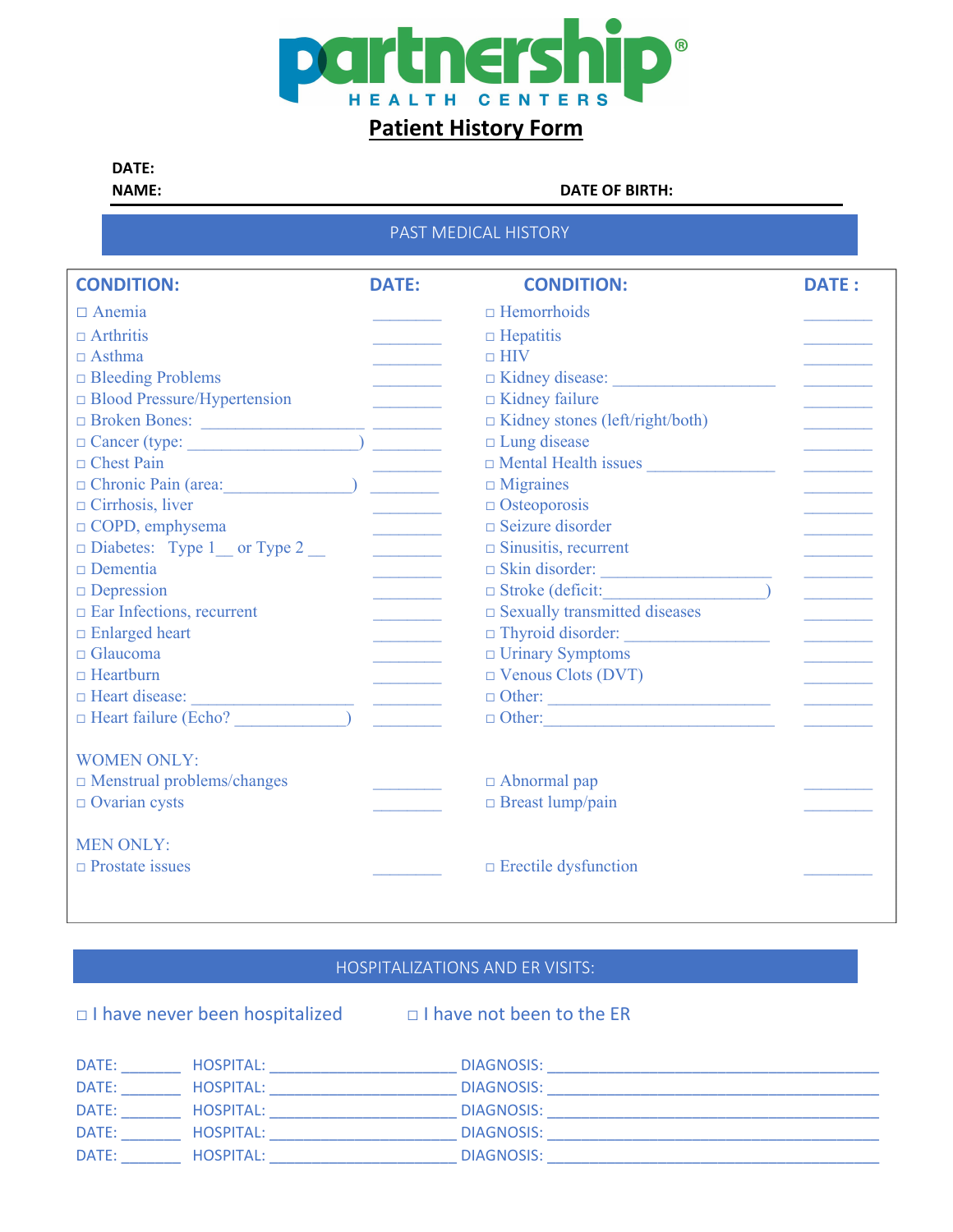# partnership HEALTH CENTERS

## Patient History Form

**DATE:**

**NAME:** **DATE OF BIRTH:**

## PAST MEDICAL HISTORY

| CONDITION: | DATE: | CONDITION: | DATE : |
|---|---|---|---|
| □ Anemia | ________ | □ Hemorrhoids | ________ |
| □ Arthritis | ________ | □ Hepatitis | ________ |
| □ Asthma | ________ | □ HIV | ________ |
| □ Bleeding Problems | ________ | □ Kidney disease: ___________________ | ________ |
| □ Blood Pressure/Hypertension | ________ | □ Kidney failure | ________ |
| □ Broken Bones: ___________________ | ________ | □ Kidney stones (left/right/both) | ________ |
| □ Cancer (type: ____________________) | ________ | □ Lung disease | ________ |
| □ Chest Pain | ________ | □ Mental Health issues _______________ | ________ |
| □ Chronic Pain (area:_______________) | ________ | □ Migraines | ________ |
| □ Cirrhosis, liver | ________ | □ Osteoporosis | ________ |
| □ COPD, emphysema | ________ | □ Seizure disorder | ________ |
| □ Diabetes: Type 1__ or Type 2 __ | ________ | □ Sinusitis, recurrent | ________ |
| □ Dementia | ________ | □ Skin disorder: ___________________ | ________ |
| □ Depression | ________ | □ Stroke (deficit:__________________) | ________ |
| □ Ear Infections, recurrent | ________ | □ Sexually transmitted diseases | ________ |
| □ Enlarged heart | ________ | □ Thyroid disorder: ________________ | ________ |
| □ Glaucoma | ________ | □ Urinary Symptoms | ________ |
| □ Heartburn | ________ | □ Venous Clots (DVT) | ________ |
| □ Heart disease: ___________________ | ________ | □ Other: __________________________ | ________ |
| □ Heart failure (Echo? _____________) | ________ | □ Other:___________________________ | ________ |
| WOMEN ONLY: | | | |
| □ Menstrual problems/changes | ________ | □ Abnormal pap | ________ |
| □ Ovarian cysts | ________ | □ Breast lump/pain | ________ |
| MEN ONLY: | | | |
| □ Prostate issues | ________ | □ Erectile dysfunction | ________ |

## HOSPITALIZATIONS AND ER VISITS:

□ I have never been hospitalized □ I have not been to the ER

DATE: _______ HOSPITAL: _____________________ DIAGNOSIS: ______________________________________

DATE: _______ HOSPITAL: _____________________ DIAGNOSIS: ______________________________________

DATE: _______ HOSPITAL: _____________________ DIAGNOSIS: ______________________________________

DATE: _______ HOSPITAL: _____________________ DIAGNOSIS: ______________________________________

DATE: _______ HOSPITAL: _____________________ DIAGNOSIS: ______________________________________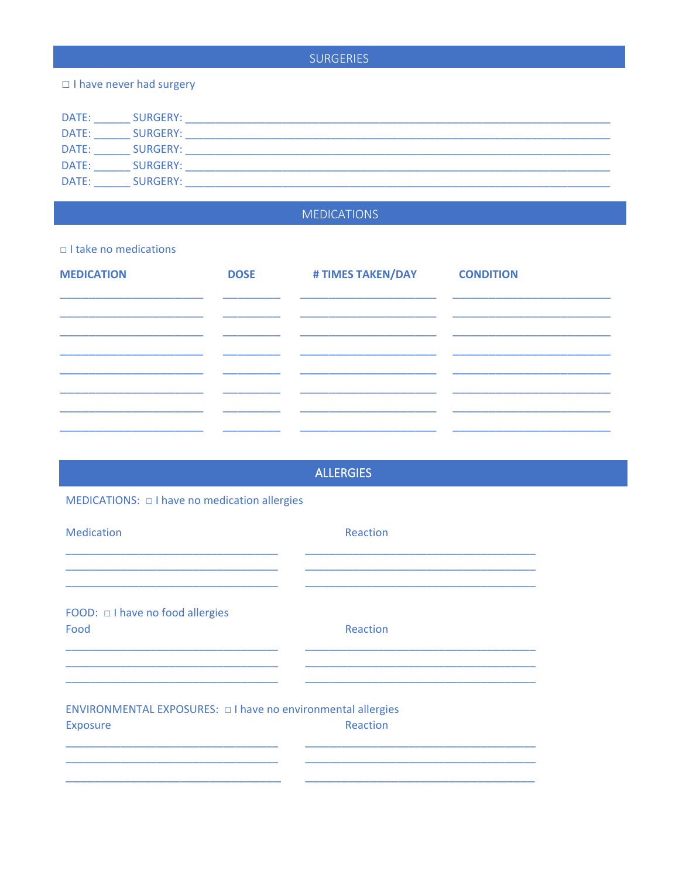## SURGERIES

☐ I have never had surgery

DATE: ______ SURGERY: ____________________________________________________________________________
DATE: ______ SURGERY: ____________________________________________________________________________
DATE: ______ SURGERY: ____________________________________________________________________________
DATE: ______ SURGERY: ____________________________________________________________________________
DATE: ______ SURGERY: ____________________________________________________________________________

## MEDICATIONS

☐ I take no medications

| MEDICATION | DOSE | # TIMES TAKEN/DAY | CONDITION |
| --- | --- | --- | --- |
| ______________________ | _________ | _____________________ | ________________________ |
| ______________________ | _________ | _____________________ | ________________________ |
| ______________________ | _________ | _____________________ | ________________________ |
| ______________________ | _________ | _____________________ | ________________________ |
| ______________________ | _________ | _____________________ | ________________________ |
| ______________________ | _________ | _____________________ | ________________________ |
| ______________________ | _________ | _____________________ | ________________________ |
| ______________________ | _________ | _____________________ | ________________________ |

## ALLERGIES

MEDICATIONS: ☐ I have no medication allergies

| Medication | Reaction |
| --- | --- |
| ________________________________ | ___________________________________ |
| ________________________________ | ___________________________________ |
| ________________________________ | ___________________________________ |

FOOD: ☐ I have no food allergies

| Food | Reaction |
| --- | --- |
| ________________________________ | ___________________________________ |
| ________________________________ | ___________________________________ |
| ________________________________ | ___________________________________ |

ENVIRONMENTAL EXPOSURES: ☐ I have no environmental allergies

| Exposure | Reaction |
| --- | --- |
| ________________________________ | ___________________________________ |
| ________________________________ | ___________________________________ |
| ________________________________ | ___________________________________ |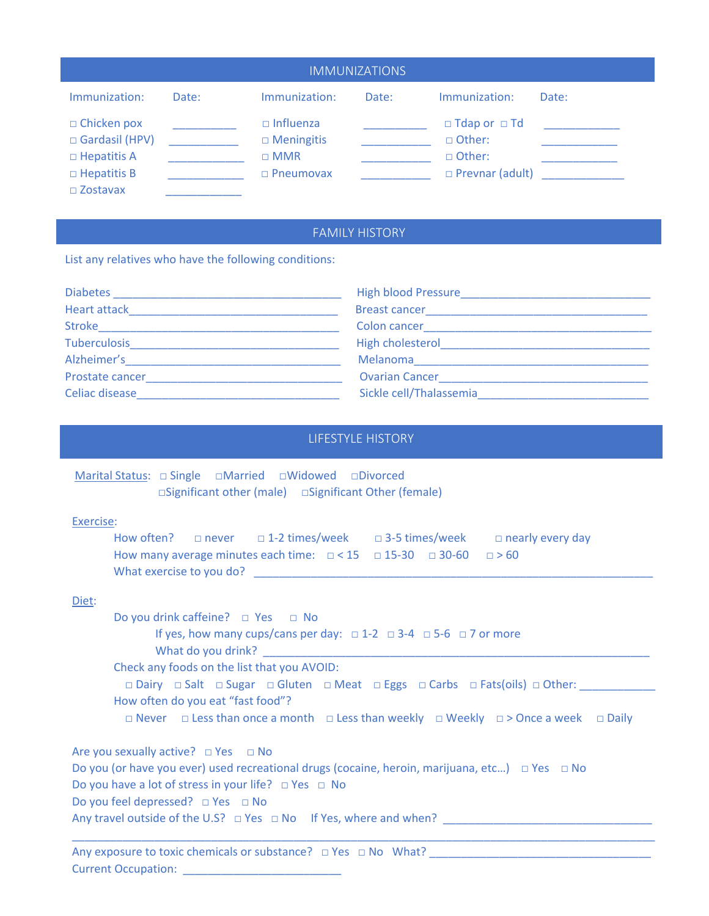## IMMUNIZATIONS

| Immunization: | Date: | Immunization: | Date: | Immunization: | Date: |
|---|---|---|---|---|---|
| □ Chicken pox | __________ | □ Influenza | __________ | □ Tdap or □ Td | ____________ |
| □ Gardasil (HPV) | ___________ | □ Meningitis | ___________ | □ Other: | ____________ |
| □ Hepatitis A | ____________ | □ MMR | ___________ | □ Other: | ____________ |
| □ Hepatitis B | ____________ | □ Pneumovax | ___________ | □ Prevnar (adult) | _____________ |
| □ Zostavax | ____________ | | | | |

## FAMILY HISTORY

List any relatives who have the following conditions:

Diabetes ____________________________________

Heart attack_________________________________

Stroke______________________________________

Tuberculosis_________________________________

Alzheimer's__________________________________

Prostate cancer______________________________

Celiac disease_______________________________

High blood Pressure______________________________

Breast cancer___________________________________

Colon cancer____________________________________

High cholesterol_________________________________

Melanoma______________________________________

Ovarian Cancer__________________________________

Sickle cell/Thalassemia___________________________

## LIFESTYLE HISTORY

Marital Status: □ Single □Married □Widowed □Divorced
□Significant other (male) □Significant Other (female)

Exercise:

How often? □ never □ 1-2 times/week □ 3-5 times/week □ nearly every day

How many average minutes each time: □ < 15 □ 15-30 □ 30-60 □ > 60

What exercise to you do? _______________________________________________________________

Diet:

Do you drink caffeine? □ Yes □ No

If yes, how many cups/cans per day: □ 1-2 □ 3-4 □ 5-6 □ 7 or more

What do you drink? _____________________________________________________________

Check any foods on the list that you AVOID:

□ Dairy □ Salt □ Sugar □ Gluten □ Meat □ Eggs □ Carbs □ Fats(oils) □ Other: ____________

How often do you eat "fast food"?

□ Never □ Less than once a month □ Less than weekly □ Weekly □ > Once a week □ Daily

Are you sexually active? □ Yes □ No

Do you (or have you ever) used recreational drugs (cocaine, heroin, marijuana, etc…) □ Yes □ No

Do you have a lot of stress in your life? □ Yes □ No

Do you feel depressed? □ Yes □ No

Any travel outside of the U.S? □ Yes □ No If Yes, where and when? ________________________________

_____________________________________________________________________________________________

Any exposure to toxic chemicals or substance? □ Yes □ No What? __________________________________

Current Occupation: ________________________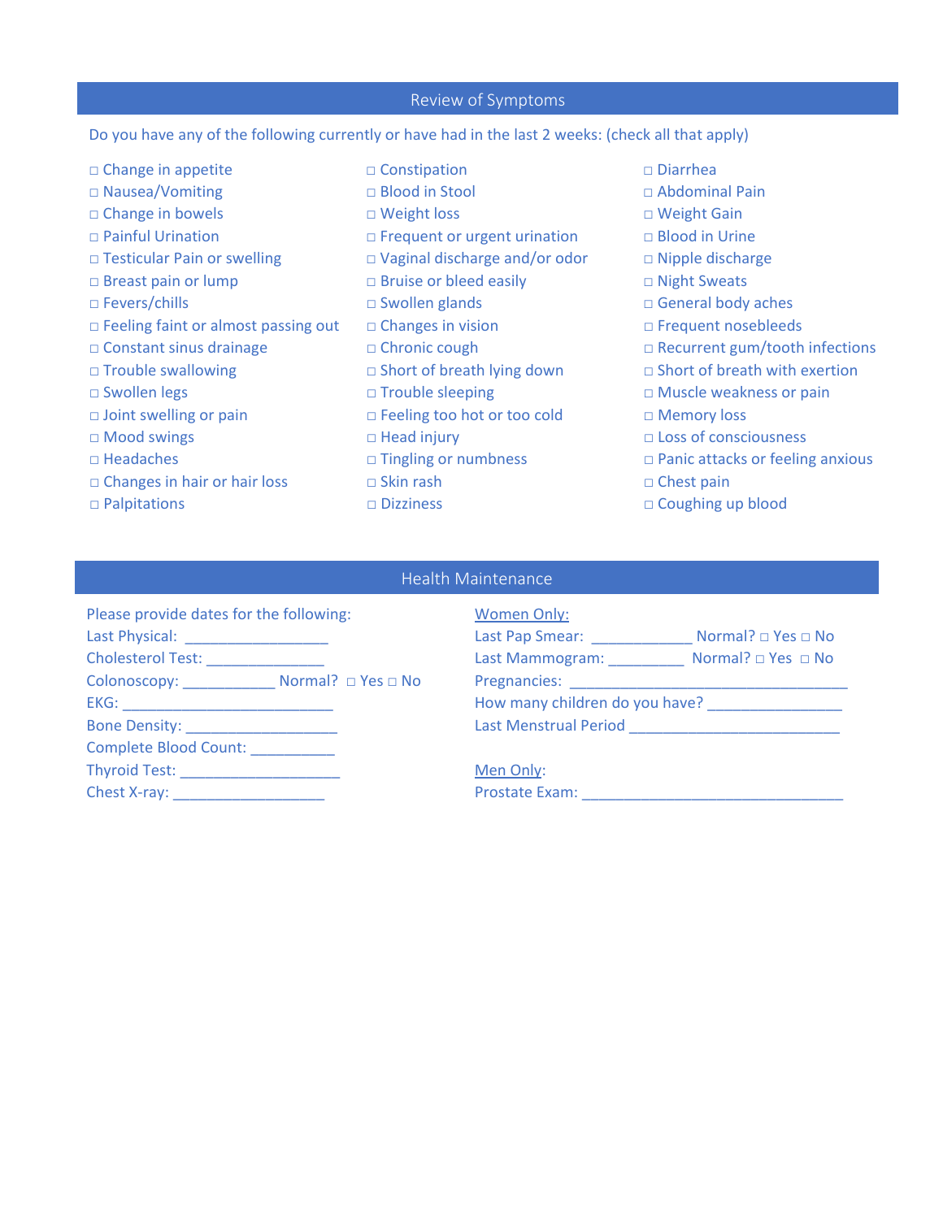## Review of Symptoms

Do you have any of the following currently or have had in the last 2 weeks: (check all that apply)

| | | |
|---|---|---|
| □ Change in appetite | □ Constipation | □ Diarrhea |
| □ Nausea/Vomiting | □ Blood in Stool | □ Abdominal Pain |
| □ Change in bowels | □ Weight loss | □ Weight Gain |
| □ Painful Urination | □ Frequent or urgent urination | □ Blood in Urine |
| □ Testicular Pain or swelling | □ Vaginal discharge and/or odor | □ Nipple discharge |
| □ Breast pain or lump | □ Bruise or bleed easily | □ Night Sweats |
| □ Fevers/chills | □ Swollen glands | □ General body aches |
| □ Feeling faint or almost passing out | □ Changes in vision | □ Frequent nosebleeds |
| □ Constant sinus drainage | □ Chronic cough | □ Recurrent gum/tooth infections |
| □ Trouble swallowing | □ Short of breath lying down | □ Short of breath with exertion |
| □ Swollen legs | □ Trouble sleeping | □ Muscle weakness or pain |
| □ Joint swelling or pain | □ Feeling too hot or too cold | □ Memory loss |
| □ Mood swings | □ Head injury | □ Loss of consciousness |
| □ Headaches | □ Tingling or numbness | □ Panic attacks or feeling anxious |
| □ Changes in hair or hair loss | □ Skin rash | □ Chest pain |
| □ Palpitations | □ Dizziness | □ Coughing up blood |

## Health Maintenance

Please provide dates for the following:

Last Physical: _________________

Cholesterol Test: ______________

Colonoscopy: ___________ Normal? □ Yes □ No

EKG: _________________________

Bone Density: __________________

Complete Blood Count: __________

Thyroid Test: ___________________

Chest X-ray: __________________

Women Only:

Last Pap Smear: ____________ Normal? □ Yes □ No

Last Mammogram: _________ Normal? □ Yes □ No

Pregnancies: _________________________________

How many children do you have? ________________

Last Menstrual Period _________________________

Men Only:

Prostate Exam: _______________________________